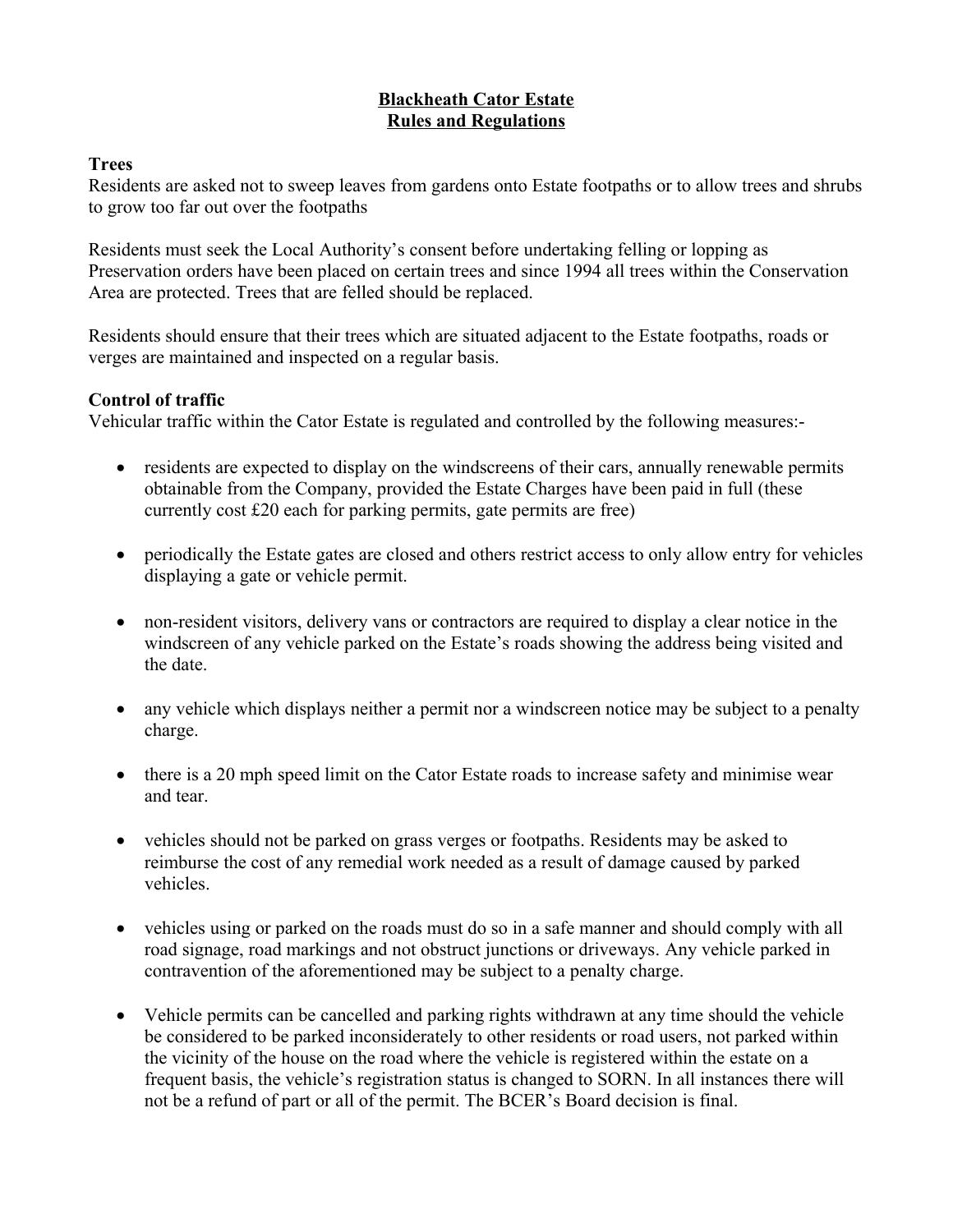# Blackheath Cator Estate
# Rules and Regulations

## Trees

Residents are asked not to sweep leaves from gardens onto Estate footpaths or to allow trees and shrubs to grow too far out over the footpaths

Residents must seek the Local Authority's consent before undertaking felling or lopping as Preservation orders have been placed on certain trees and since 1994 all trees within the Conservation Area are protected. Trees that are felled should be replaced.

Residents should ensure that their trees which are situated adjacent to the Estate footpaths, roads or verges are maintained and inspected on a regular basis.

## Control of traffic

Vehicular traffic within the Cator Estate is regulated and controlled by the following measures:-

- residents are expected to display on the windscreens of their cars, annually renewable permits obtainable from the Company, provided the Estate Charges have been paid in full (these currently cost £20 each for parking permits, gate permits are free)
- periodically the Estate gates are closed and others restrict access to only allow entry for vehicles displaying a gate or vehicle permit.
- non-resident visitors, delivery vans or contractors are required to display a clear notice in the windscreen of any vehicle parked on the Estate's roads showing the address being visited and the date.
- any vehicle which displays neither a permit nor a windscreen notice may be subject to a penalty charge.
- there is a 20 mph speed limit on the Cator Estate roads to increase safety and minimise wear and tear.
- vehicles should not be parked on grass verges or footpaths. Residents may be asked to reimburse the cost of any remedial work needed as a result of damage caused by parked vehicles.
- vehicles using or parked on the roads must do so in a safe manner and should comply with all road signage, road markings and not obstruct junctions or driveways. Any vehicle parked in contravention of the aforementioned may be subject to a penalty charge.
- Vehicle permits can be cancelled and parking rights withdrawn at any time should the vehicle be considered to be parked inconsiderately to other residents or road users, not parked within the vicinity of the house on the road where the vehicle is registered within the estate on a frequent basis, the vehicle's registration status is changed to SORN. In all instances there will not be a refund of part or all of the permit. The BCER's Board decision is final.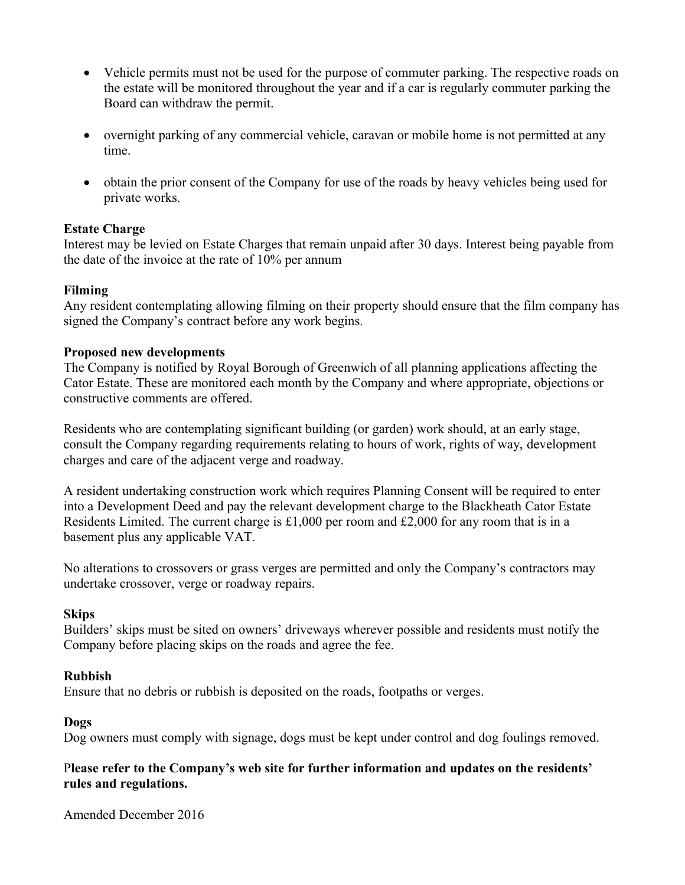- Vehicle permits must not be used for the purpose of commuter parking. The respective roads on the estate will be monitored throughout the year and if a car is regularly commuter parking the Board can withdraw the permit.

- overnight parking of any commercial vehicle, caravan or mobile home is not permitted at any time.

- obtain the prior consent of the Company for use of the roads by heavy vehicles being used for private works.

**Estate Charge**
Interest may be levied on Estate Charges that remain unpaid after 30 days. Interest being payable from the date of the invoice at the rate of 10% per annum

**Filming**
Any resident contemplating allowing filming on their property should ensure that the film company has signed the Company's contract before any work begins.

**Proposed new developments**
The Company is notified by Royal Borough of Greenwich of all planning applications affecting the Cator Estate. These are monitored each month by the Company and where appropriate, objections or constructive comments are offered.

Residents who are contemplating significant building (or garden) work should, at an early stage, consult the Company regarding requirements relating to hours of work, rights of way, development charges and care of the adjacent verge and roadway.

A resident undertaking construction work which requires Planning Consent will be required to enter into a Development Deed and pay the relevant development charge to the Blackheath Cator Estate Residents Limited. The current charge is £1,000 per room and £2,000 for any room that is in a basement plus any applicable VAT.

No alterations to crossovers or grass verges are permitted and only the Company's contractors may undertake crossover, verge or roadway repairs.

**Skips**
Builders' skips must be sited on owners' driveways wherever possible and residents must notify the Company before placing skips on the roads and agree the fee.

**Rubbish**
Ensure that no debris or rubbish is deposited on the roads, footpaths or verges.

**Dogs**
Dog owners must comply with signage, dogs must be kept under control and dog foulings removed.

**Please refer to the Company's web site for further information and updates on the residents' rules and regulations.**

Amended December 2016